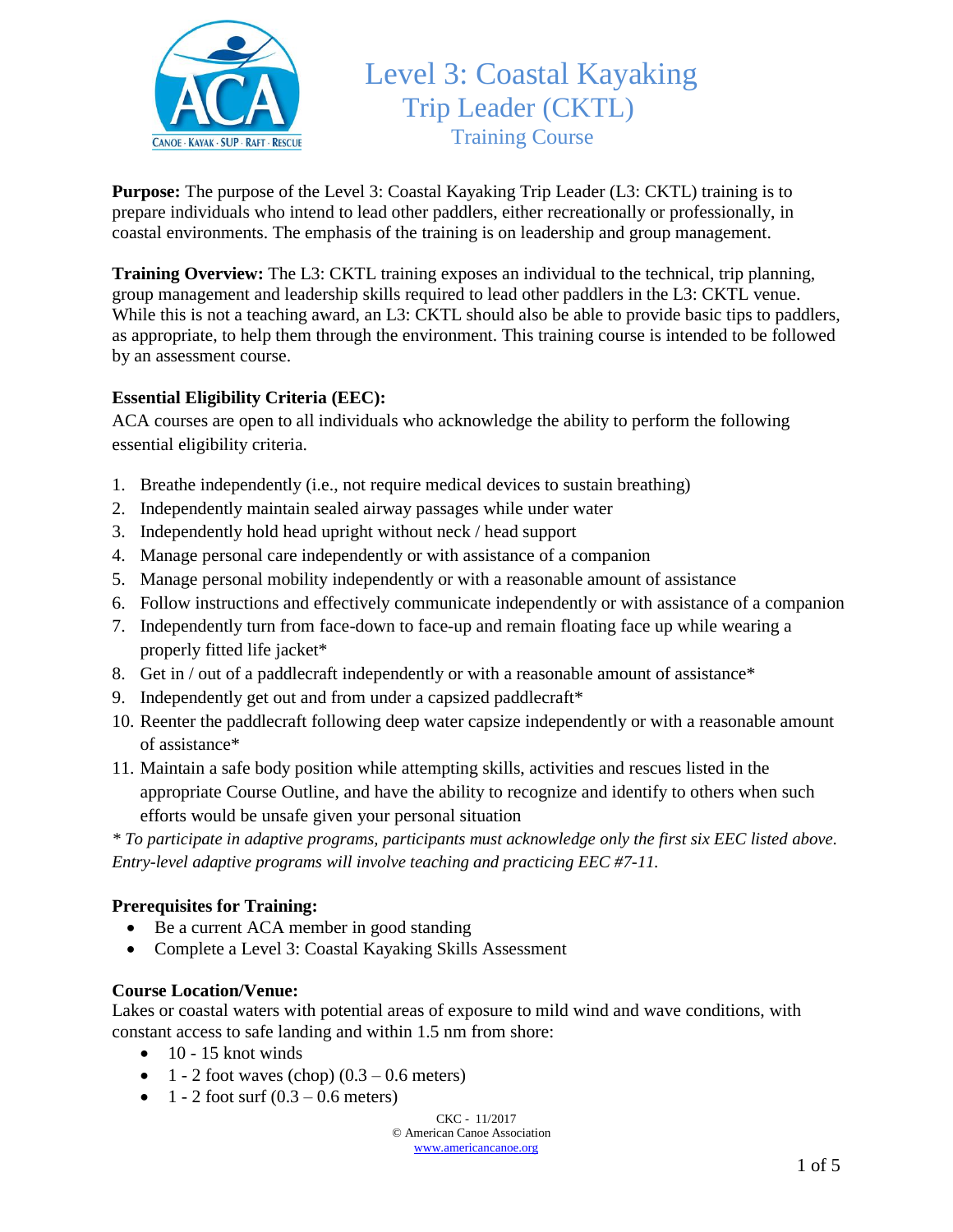# Level 3: Coastal Kayaking Trip Leader (CKTL)

## Training Course

**Purpose:** The purpose of the Level 3: Coastal Kayaking Trip Leader (L3: CKTL) training is to prepare individuals who intend to lead other paddlers, either recreationally or professionally, in coastal environments. The emphasis of the training is on leadership and group management.

**Training Overview:** The L3: CKTL training exposes an individual to the technical, trip planning, group management and leadership skills required to lead other paddlers in the L3: CKTL venue. While this is not a teaching award, an L3: CKTL should also be able to provide basic tips to paddlers, as appropriate, to help them through the environment. This training course is intended to be followed by an assessment course.

**Essential Eligibility Criteria (EEC):**

ACA courses are open to all individuals who acknowledge the ability to perform the following essential eligibility criteria.

1. Breathe independently (i.e., not require medical devices to sustain breathing)
2. Independently maintain sealed airway passages while under water
3. Independently hold head upright without neck / head support
4. Manage personal care independently or with assistance of a companion
5. Manage personal mobility independently or with a reasonable amount of assistance
6. Follow instructions and effectively communicate independently or with assistance of a companion
7. Independently turn from face-down to face-up and remain floating face up while wearing a properly fitted life jacket*
8. Get in / out of a paddlecraft independently or with a reasonable amount of assistance*
9. Independently get out and from under a capsized paddlecraft*
10. Reenter the paddlecraft following deep water capsize independently or with a reasonable amount of assistance*
11. Maintain a safe body position while attempting skills, activities and rescues listed in the appropriate Course Outline, and have the ability to recognize and identify to others when such efforts would be unsafe given your personal situation

*\* To participate in adaptive programs, participants must acknowledge only the first six EEC listed above. Entry-level adaptive programs will involve teaching and practicing EEC #7-11.*

**Prerequisites for Training:**

- Be a current ACA member in good standing
- Complete a Level 3: Coastal Kayaking Skills Assessment

**Course Location/Venue:**

Lakes or coastal waters with potential areas of exposure to mild wind and wave conditions, with constant access to safe landing and within 1.5 nm from shore:

- 10 - 15 knot winds
- 1 - 2 foot waves (chop) (0.3 – 0.6 meters)
- 1 - 2 foot surf (0.3 – 0.6 meters)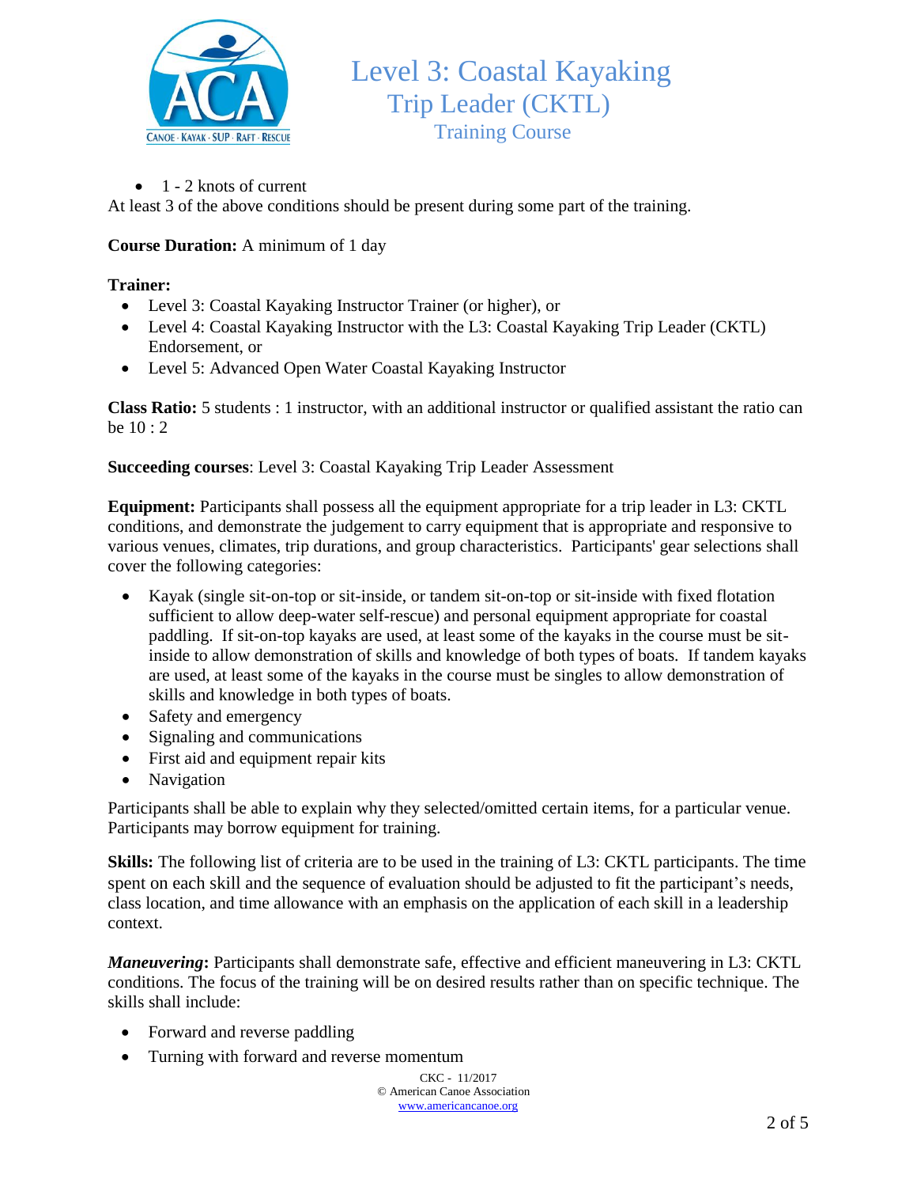- 1 - 2 knots of current

At least 3 of the above conditions should be present during some part of the training.

**Course Duration:** A minimum of 1 day

**Trainer:**

- Level 3: Coastal Kayaking Instructor Trainer (or higher), or
- Level 4: Coastal Kayaking Instructor with the L3: Coastal Kayaking Trip Leader (CKTL) Endorsement, or
- Level 5: Advanced Open Water Coastal Kayaking Instructor

**Class Ratio:** 5 students : 1 instructor, with an additional instructor or qualified assistant the ratio can be 10 : 2

**Succeeding courses**: Level 3: Coastal Kayaking Trip Leader Assessment

**Equipment:** Participants shall possess all the equipment appropriate for a trip leader in L3: CKTL conditions, and demonstrate the judgement to carry equipment that is appropriate and responsive to various venues, climates, trip durations, and group characteristics. Participants' gear selections shall cover the following categories:

- Kayak (single sit-on-top or sit-inside, or tandem sit-on-top or sit-inside with fixed flotation sufficient to allow deep-water self-rescue) and personal equipment appropriate for coastal paddling. If sit-on-top kayaks are used, at least some of the kayaks in the course must be sit-inside to allow demonstration of skills and knowledge of both types of boats. If tandem kayaks are used, at least some of the kayaks in the course must be singles to allow demonstration of skills and knowledge in both types of boats.
- Safety and emergency
- Signaling and communications
- First aid and equipment repair kits
- Navigation

Participants shall be able to explain why they selected/omitted certain items, for a particular venue. Participants may borrow equipment for training.

**Skills:** The following list of criteria are to be used in the training of L3: CKTL participants. The time spent on each skill and the sequence of evaluation should be adjusted to fit the participant's needs, class location, and time allowance with an emphasis on the application of each skill in a leadership context.

***Maneuvering*:** Participants shall demonstrate safe, effective and efficient maneuvering in L3: CKTL conditions. The focus of the training will be on desired results rather than on specific technique. The skills shall include:

- Forward and reverse paddling
- Turning with forward and reverse momentum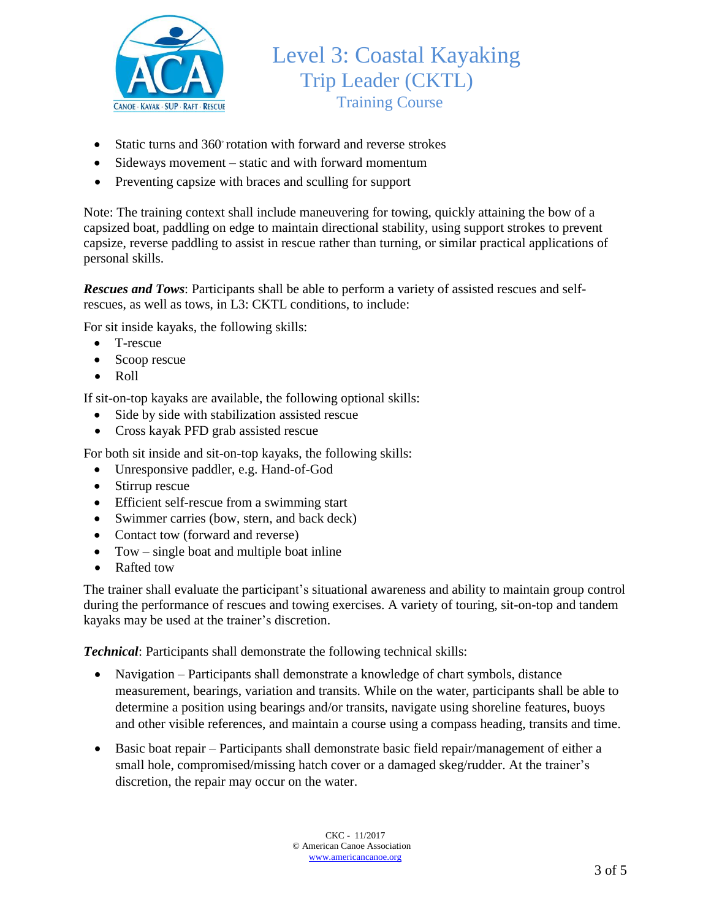- Static turns and 360° rotation with forward and reverse strokes
- Sideways movement – static and with forward momentum
- Preventing capsize with braces and sculling for support

Note: The training context shall include maneuvering for towing, quickly attaining the bow of a capsized boat, paddling on edge to maintain directional stability, using support strokes to prevent capsize, reverse paddling to assist in rescue rather than turning, or similar practical applications of personal skills.

***Rescues and Tows***: Participants shall be able to perform a variety of assisted rescues and self-rescues, as well as tows, in L3: CKTL conditions, to include:

For sit inside kayaks, the following skills:

- T-rescue
- Scoop rescue
- Roll

If sit-on-top kayaks are available, the following optional skills:

- Side by side with stabilization assisted rescue
- Cross kayak PFD grab assisted rescue

For both sit inside and sit-on-top kayaks, the following skills:

- Unresponsive paddler, e.g. Hand-of-God
- Stirrup rescue
- Efficient self-rescue from a swimming start
- Swimmer carries (bow, stern, and back deck)
- Contact tow (forward and reverse)
- Tow – single boat and multiple boat inline
- Rafted tow

The trainer shall evaluate the participant's situational awareness and ability to maintain group control during the performance of rescues and towing exercises. A variety of touring, sit-on-top and tandem kayaks may be used at the trainer's discretion.

***Technical***: Participants shall demonstrate the following technical skills:

- Navigation – Participants shall demonstrate a knowledge of chart symbols, distance measurement, bearings, variation and transits. While on the water, participants shall be able to determine a position using bearings and/or transits, navigate using shoreline features, buoys and other visible references, and maintain a course using a compass heading, transits and time.

- Basic boat repair – Participants shall demonstrate basic field repair/management of either a small hole, compromised/missing hatch cover or a damaged skeg/rudder. At the trainer's discretion, the repair may occur on the water.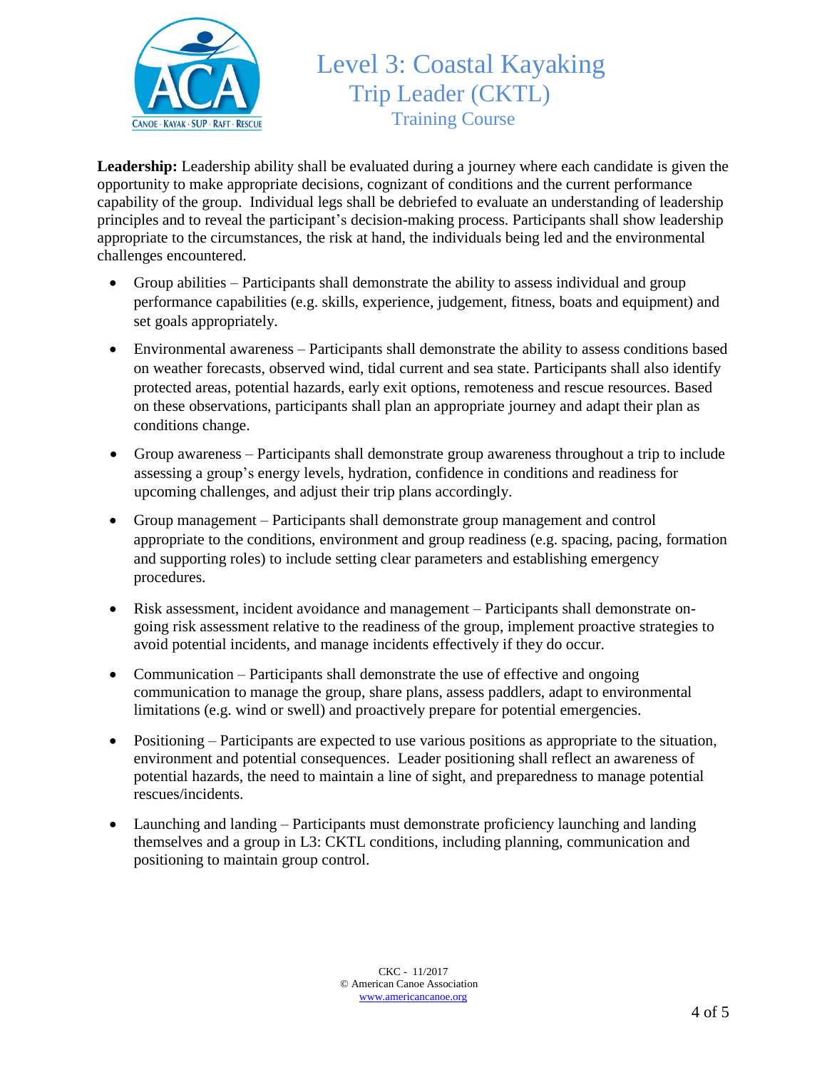**Leadership:** Leadership ability shall be evaluated during a journey where each candidate is given the opportunity to make appropriate decisions, cognizant of conditions and the current performance capability of the group. Individual legs shall be debriefed to evaluate an understanding of leadership principles and to reveal the participant's decision-making process. Participants shall show leadership appropriate to the circumstances, the risk at hand, the individuals being led and the environmental challenges encountered.

- Group abilities – Participants shall demonstrate the ability to assess individual and group performance capabilities (e.g. skills, experience, judgement, fitness, boats and equipment) and set goals appropriately.
- Environmental awareness – Participants shall demonstrate the ability to assess conditions based on weather forecasts, observed wind, tidal current and sea state. Participants shall also identify protected areas, potential hazards, early exit options, remoteness and rescue resources. Based on these observations, participants shall plan an appropriate journey and adapt their plan as conditions change.
- Group awareness – Participants shall demonstrate group awareness throughout a trip to include assessing a group's energy levels, hydration, confidence in conditions and readiness for upcoming challenges, and adjust their trip plans accordingly.
- Group management – Participants shall demonstrate group management and control appropriate to the conditions, environment and group readiness (e.g. spacing, pacing, formation and supporting roles) to include setting clear parameters and establishing emergency procedures.
- Risk assessment, incident avoidance and management – Participants shall demonstrate on-going risk assessment relative to the readiness of the group, implement proactive strategies to avoid potential incidents, and manage incidents effectively if they do occur.
- Communication – Participants shall demonstrate the use of effective and ongoing communication to manage the group, share plans, assess paddlers, adapt to environmental limitations (e.g. wind or swell) and proactively prepare for potential emergencies.
- Positioning – Participants are expected to use various positions as appropriate to the situation, environment and potential consequences. Leader positioning shall reflect an awareness of potential hazards, the need to maintain a line of sight, and preparedness to manage potential rescues/incidents.
- Launching and landing – Participants must demonstrate proficiency launching and landing themselves and a group in L3: CKTL conditions, including planning, communication and positioning to maintain group control.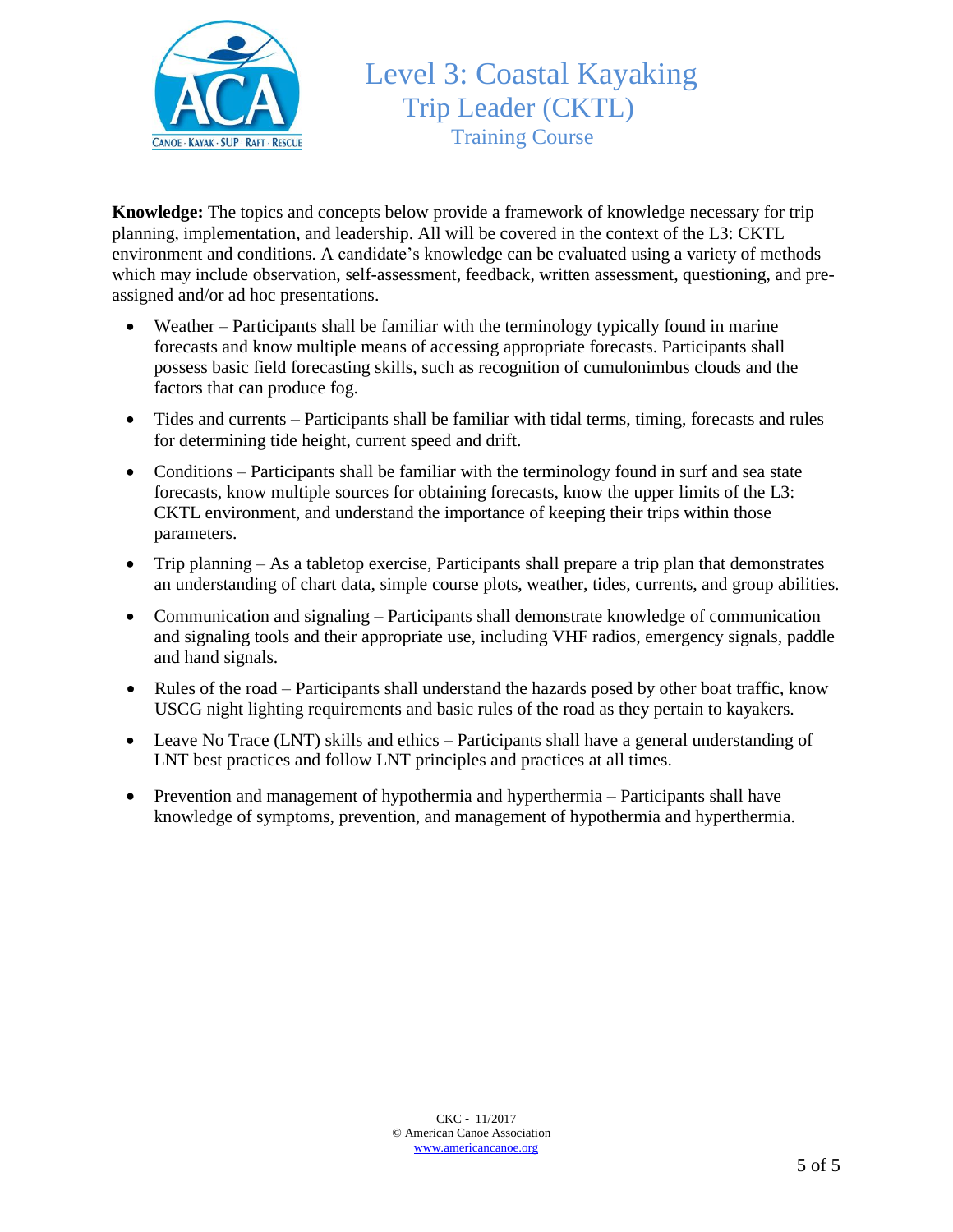# Level 3: Coastal Kayaking
## Trip Leader (CKTL)
### Training Course

**Knowledge:** The topics and concepts below provide a framework of knowledge necessary for trip planning, implementation, and leadership. All will be covered in the context of the L3: CKTL environment and conditions. A candidate's knowledge can be evaluated using a variety of methods which may include observation, self-assessment, feedback, written assessment, questioning, and pre-assigned and/or ad hoc presentations.

- Weather – Participants shall be familiar with the terminology typically found in marine forecasts and know multiple means of accessing appropriate forecasts. Participants shall possess basic field forecasting skills, such as recognition of cumulonimbus clouds and the factors that can produce fog.
- Tides and currents – Participants shall be familiar with tidal terms, timing, forecasts and rules for determining tide height, current speed and drift.
- Conditions – Participants shall be familiar with the terminology found in surf and sea state forecasts, know multiple sources for obtaining forecasts, know the upper limits of the L3: CKTL environment, and understand the importance of keeping their trips within those parameters.
- Trip planning – As a tabletop exercise, Participants shall prepare a trip plan that demonstrates an understanding of chart data, simple course plots, weather, tides, currents, and group abilities.
- Communication and signaling – Participants shall demonstrate knowledge of communication and signaling tools and their appropriate use, including VHF radios, emergency signals, paddle and hand signals.
- Rules of the road – Participants shall understand the hazards posed by other boat traffic, know USCG night lighting requirements and basic rules of the road as they pertain to kayakers.
- Leave No Trace (LNT) skills and ethics – Participants shall have a general understanding of LNT best practices and follow LNT principles and practices at all times.
- Prevention and management of hypothermia and hyperthermia – Participants shall have knowledge of symptoms, prevention, and management of hypothermia and hyperthermia.